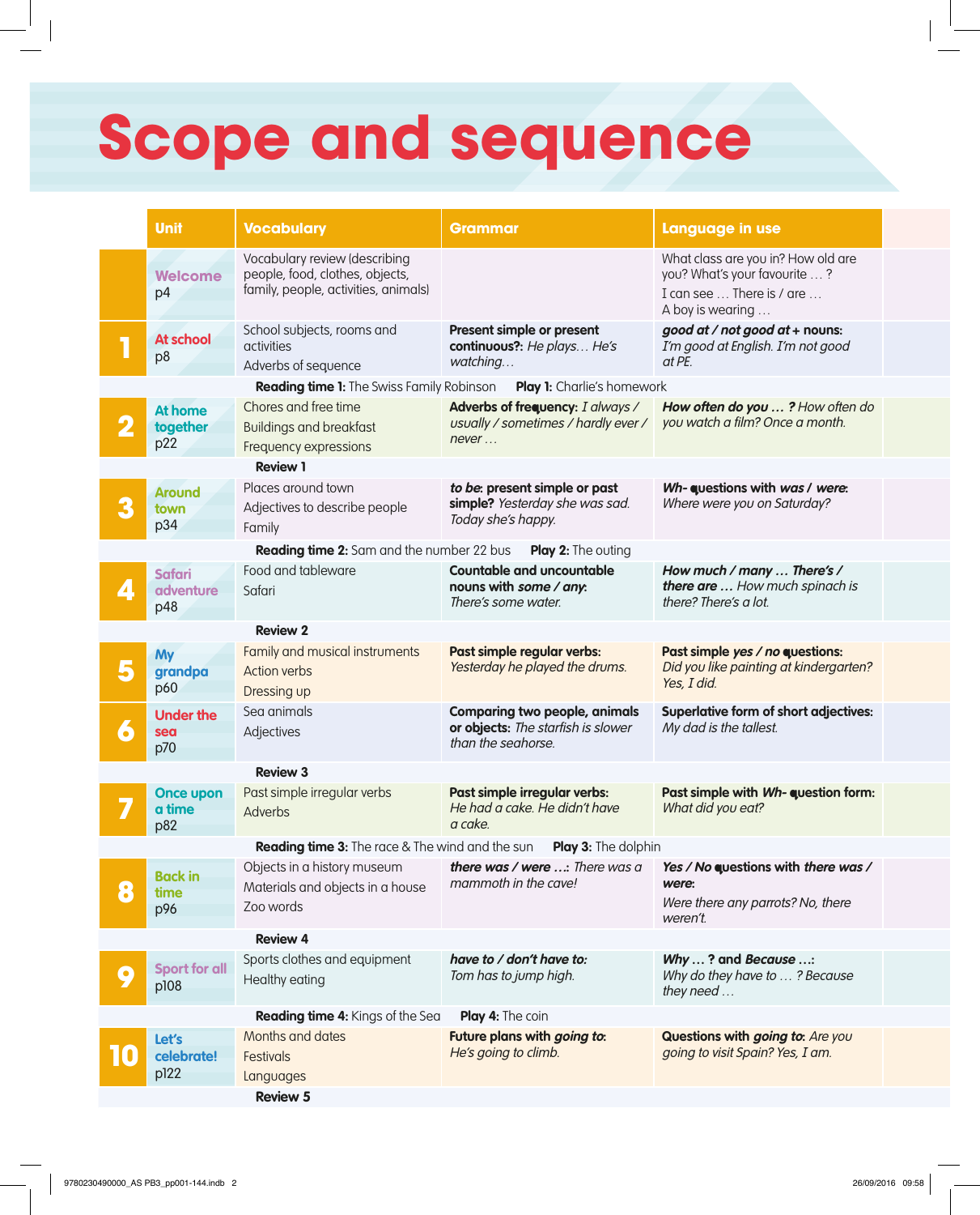# Scope and sequence

| Unit | Vocabulary | Grammar | Language in use |
|---|---|---|---|
| **Welcome** p4 | Vocabulary review (describing people, food, clothes, objects, family, people, activities, animals) | | What class are you in? How old are you? What's your favourite … ? I can see … There is / are … A boy is wearing … |
| **1** **At school** p8 | School subjects, rooms and activities<br>Adverbs of sequence | **Present simple or present continuous?:** *He plays… He's watching…* | ***good at / not good at* + nouns:** *I'm good at English. I'm not good at PE.* |
| | **Reading time 1:** The Swiss Family Robinson **Play 1:** Charlie's homework | | |
| **2** **At home together** p22 | Chores and free time<br>Buildings and breakfast<br>Frequency expressions | **Adverbs of frequency:** *I always / usually / sometimes / hardly ever / never …* | ***How often do you … ?*** *How often do you watch a film? Once a month.* |
| | **Review 1** | | |
| **3** **Around town** p34 | Places around town<br>Adjectives to describe people<br>Family | ***to be*: present simple or past simple?** *Yesterday she was sad. Today she's happy.* | ***Wh-* questions with *was / were*:** *Where were you on Saturday?* |
| | **Reading time 2:** Sam and the number 22 bus **Play 2:** The outing | | |
| **4** **Safari adventure** p48 | Food and tableware<br>Safari | **Countable and uncountable nouns with *some / any*:** *There's some water.* | ***How much / many … There's / there are …*** *How much spinach is there? There's a lot.* |
| | **Review 2** | | |
| **5** **My grandpa** p60 | Family and musical instruments<br>Action verbs<br>Dressing up | **Past simple regular verbs:** *Yesterday he played the drums.* | **Past simple *yes / no* questions:** *Did you like painting at kindergarten? Yes, I did.* |
| **6** **Under the sea** p70 | Sea animals<br>Adjectives | **Comparing two people, animals or objects:** *The starfish is slower than the seahorse.* | **Superlative form of short adjectives:** *My dad is the tallest.* |
| | **Review 3** | | |
| **7** **Once upon a time** p82 | Past simple irregular verbs<br>Adverbs | **Past simple irregular verbs:** *He had a cake. He didn't have a cake.* | **Past simple with *Wh-* question form:** *What did you eat?* |
| | **Reading time 3:** The race & The wind and the sun **Play 3:** The dolphin | | |
| **8** **Back in time** p96 | Objects in a history museum<br>Materials and objects in a house<br>Zoo words | ***there was / were …*:** *There was a mammoth in the cave!* | ***Yes / No* questions with *there was / were*:** *Were there any parrots? No, there weren't.* |
| | **Review 4** | | |
| **9** **Sport for all** p108 | Sports clothes and equipment<br>Healthy eating | ***have to / don't have to*:** *Tom has to jump high.* | ***Why … ?* and *Because …*:** *Why do they have to … ? Because they need …* |
| | **Reading time 4:** Kings of the Sea **Play 4:** The coin | | |
| **10** **Let's celebrate!** p122 | Months and dates<br>Festivals<br>Languages | **Future plans with *going to*:** *He's going to climb.* | **Questions with *going to*:** *Are you going to visit Spain? Yes, I am.* |
| | **Review 5** | | |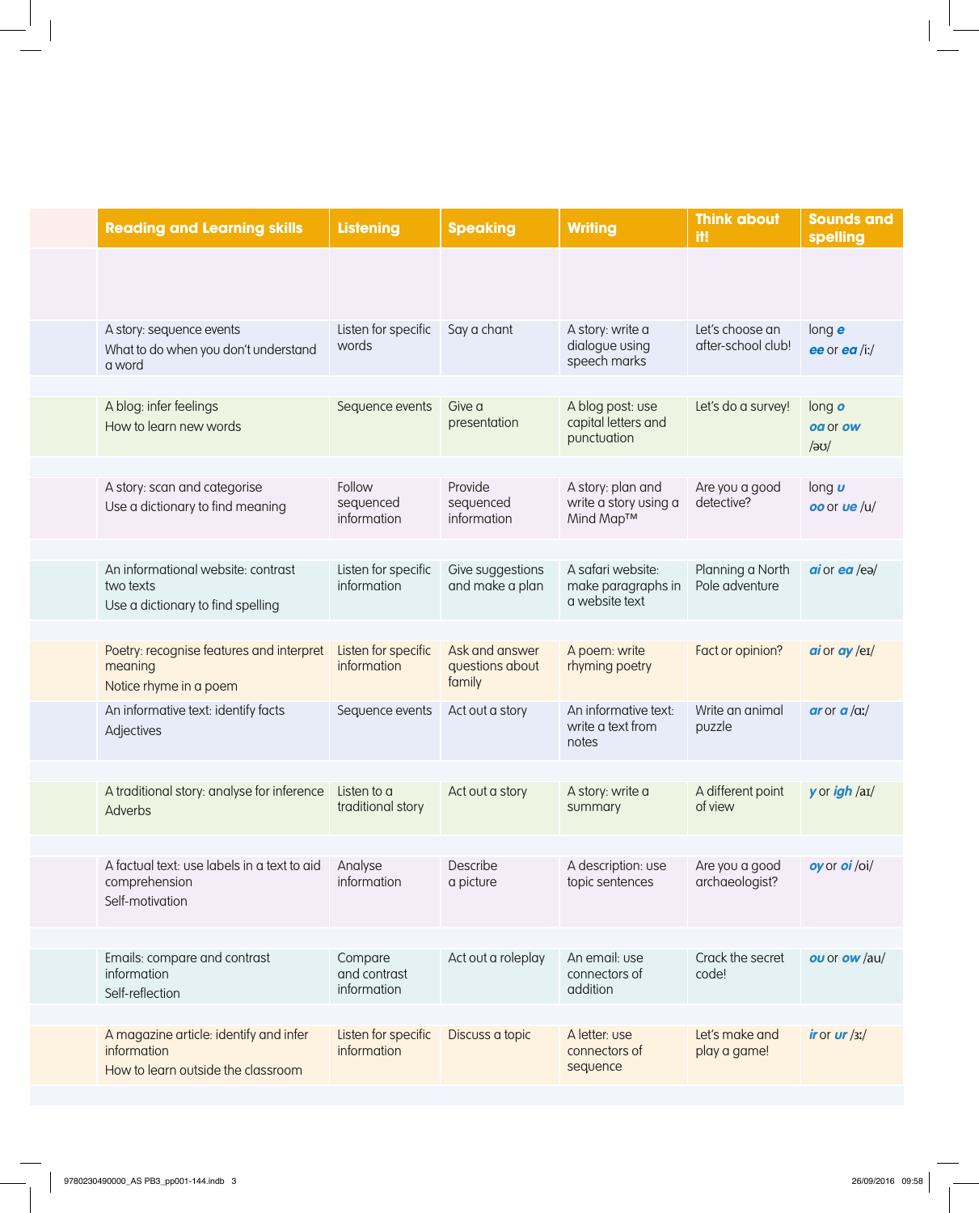| | Reading and Learning skills | Listening | Speaking | Writing | Think about it! | Sounds and spelling |
|---|---|---|---|---|---|---|
| | | | | | | |
| | A story: sequence events<br>What to do when you don't understand a word | Listen for specific words | Say a chant | A story: write a dialogue using speech marks | Let's choose an after-school club! | long ***e***<br>***ee*** or ***ea*** /iː/ |
| | A blog: infer feelings<br>How to learn new words | Sequence events | Give a presentation | A blog post: use capital letters and punctuation | Let's do a survey! | long ***o***<br>***oa*** or ***ow***<br>/əʊ/ |
| | A story: scan and categorise<br>Use a dictionary to find meaning | Follow sequenced information | Provide sequenced information | A story: plan and write a story using a Mind Map™ | Are you a good detective? | long ***u***<br>***oo*** or ***ue*** /uː/ |
| | An informational website: contrast two texts<br>Use a dictionary to find spelling | Listen for specific information | Give suggestions and make a plan | A safari website: make paragraphs in a website text | Planning a North Pole adventure | ***ai*** or ***ea*** /eə/ |
| | Poetry: recognise features and interpret meaning<br>Notice rhyme in a poem | Listen for specific information | Ask and answer questions about family | A poem: write rhyming poetry | Fact or opinion? | ***ai*** or ***ay*** /eɪ/ |
| | An informative text: identify facts<br>Adjectives | Sequence events | Act out a story | An informative text: write a text from notes | Write an animal puzzle | ***ar*** or ***a*** /ɑː/ |
| | A traditional story: analyse for inference<br>Adverbs | Listen to a traditional story | Act out a story | A story: write a summary | A different point of view | ***y*** or ***igh*** /aɪ/ |
| | A factual text: use labels in a text to aid comprehension<br>Self-motivation | Analyse information | Describe a picture | A description: use topic sentences | Are you a good archaeologist? | ***oy*** or ***oi*** /ɔɪ/ |
| | Emails: compare and contrast information<br>Self-reflection | Compare and contrast information | Act out a roleplay | An email: use connectors of addition | Crack the secret code! | ***ou*** or ***ow*** /aʊ/ |
| | A magazine article: identify and infer information<br>How to learn outside the classroom | Listen for specific information | Discuss a topic | A letter: use connectors of sequence | Let's make and play a game! | ***ir*** or ***ur*** /ɜː/ |